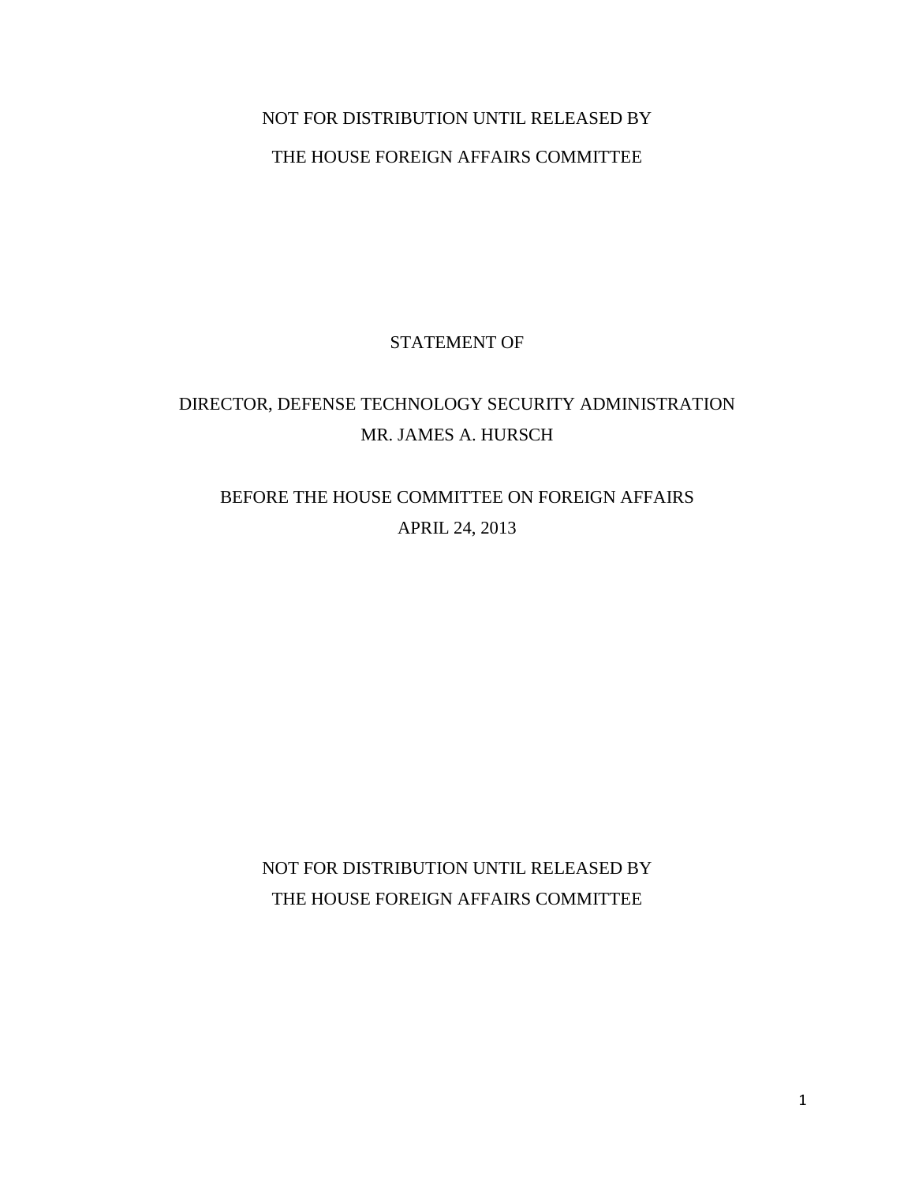NOT FOR DISTRIBUTION UNTIL RELEASED BY

THE HOUSE FOREIGN AFFAIRS COMMITTEE

# STATEMENT OF

# DIRECTOR, DEFENSE TECHNOLOGY SECURITY ADMINISTRATION
# MR. JAMES A. HURSCH

BEFORE THE HOUSE COMMITTEE ON FOREIGN AFFAIRS

APRIL 24, 2013

NOT FOR DISTRIBUTION UNTIL RELEASED BY

THE HOUSE FOREIGN AFFAIRS COMMITTEE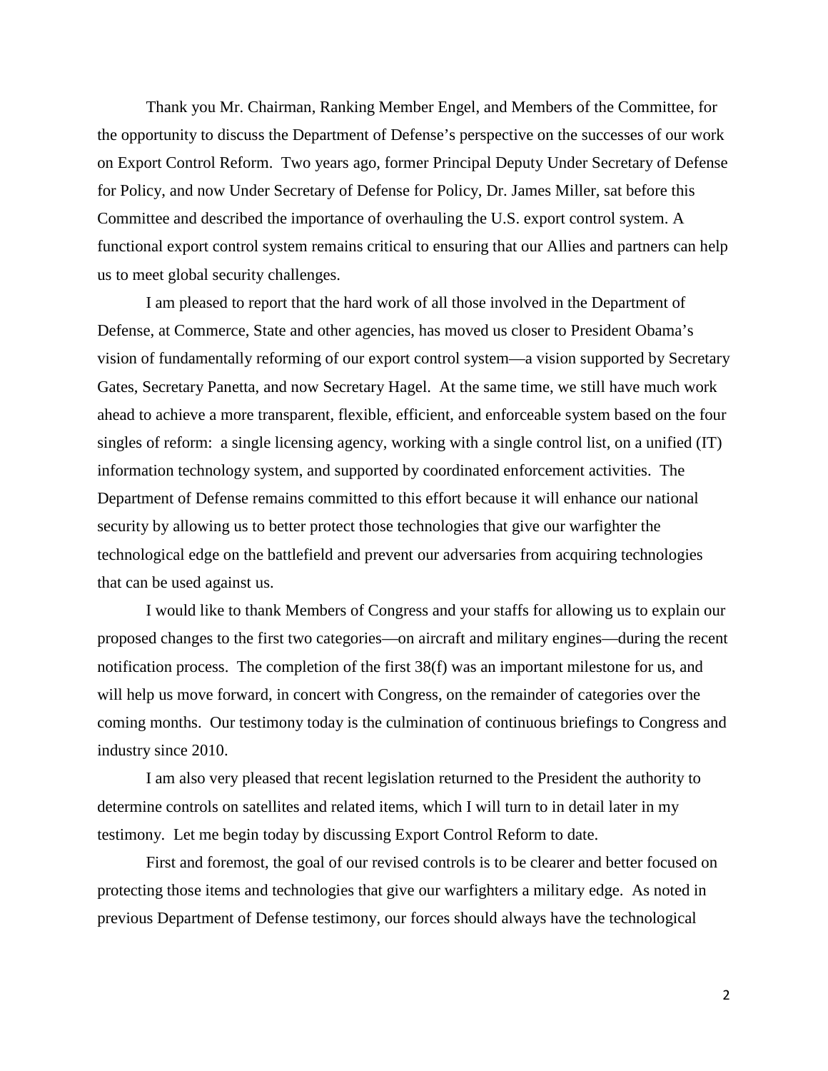Thank you Mr. Chairman, Ranking Member Engel, and Members of the Committee, for the opportunity to discuss the Department of Defense's perspective on the successes of our work on Export Control Reform. Two years ago, former Principal Deputy Under Secretary of Defense for Policy, and now Under Secretary of Defense for Policy, Dr. James Miller, sat before this Committee and described the importance of overhauling the U.S. export control system. A functional export control system remains critical to ensuring that our Allies and partners can help us to meet global security challenges.

I am pleased to report that the hard work of all those involved in the Department of Defense, at Commerce, State and other agencies, has moved us closer to President Obama's vision of fundamentally reforming of our export control system—a vision supported by Secretary Gates, Secretary Panetta, and now Secretary Hagel. At the same time, we still have much work ahead to achieve a more transparent, flexible, efficient, and enforceable system based on the four singles of reform: a single licensing agency, working with a single control list, on a unified (IT) information technology system, and supported by coordinated enforcement activities. The Department of Defense remains committed to this effort because it will enhance our national security by allowing us to better protect those technologies that give our warfighter the technological edge on the battlefield and prevent our adversaries from acquiring technologies that can be used against us.

I would like to thank Members of Congress and your staffs for allowing us to explain our proposed changes to the first two categories—on aircraft and military engines—during the recent notification process. The completion of the first 38(f) was an important milestone for us, and will help us move forward, in concert with Congress, on the remainder of categories over the coming months. Our testimony today is the culmination of continuous briefings to Congress and industry since 2010.

I am also very pleased that recent legislation returned to the President the authority to determine controls on satellites and related items, which I will turn to in detail later in my testimony. Let me begin today by discussing Export Control Reform to date.

First and foremost, the goal of our revised controls is to be clearer and better focused on protecting those items and technologies that give our warfighters a military edge. As noted in previous Department of Defense testimony, our forces should always have the technological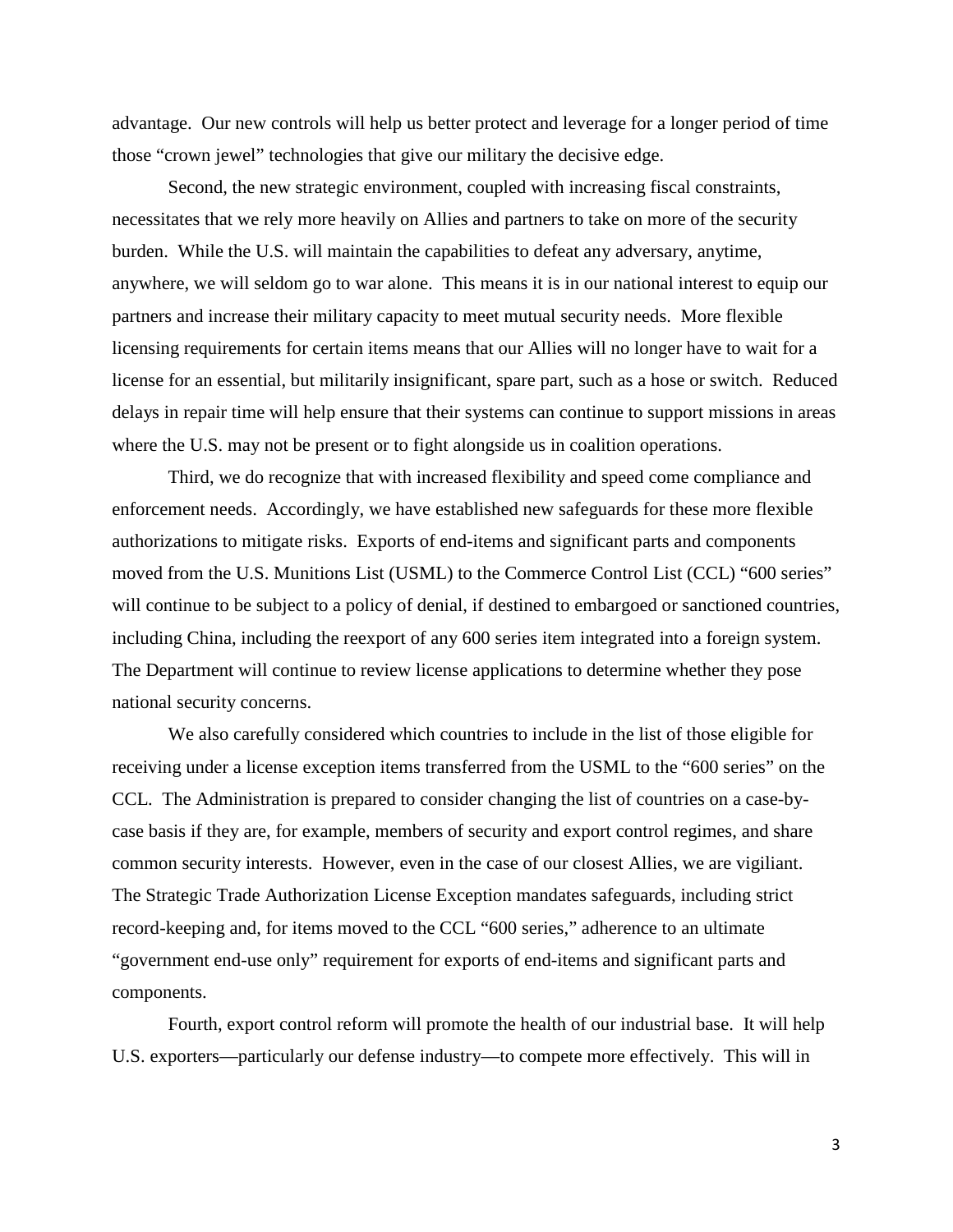advantage. Our new controls will help us better protect and leverage for a longer period of time those "crown jewel" technologies that give our military the decisive edge.

Second, the new strategic environment, coupled with increasing fiscal constraints, necessitates that we rely more heavily on Allies and partners to take on more of the security burden. While the U.S. will maintain the capabilities to defeat any adversary, anytime, anywhere, we will seldom go to war alone. This means it is in our national interest to equip our partners and increase their military capacity to meet mutual security needs. More flexible licensing requirements for certain items means that our Allies will no longer have to wait for a license for an essential, but militarily insignificant, spare part, such as a hose or switch. Reduced delays in repair time will help ensure that their systems can continue to support missions in areas where the U.S. may not be present or to fight alongside us in coalition operations.

Third, we do recognize that with increased flexibility and speed come compliance and enforcement needs. Accordingly, we have established new safeguards for these more flexible authorizations to mitigate risks. Exports of end-items and significant parts and components moved from the U.S. Munitions List (USML) to the Commerce Control List (CCL) "600 series" will continue to be subject to a policy of denial, if destined to embargoed or sanctioned countries, including China, including the reexport of any 600 series item integrated into a foreign system. The Department will continue to review license applications to determine whether they pose national security concerns.

We also carefully considered which countries to include in the list of those eligible for receiving under a license exception items transferred from the USML to the "600 series" on the CCL. The Administration is prepared to consider changing the list of countries on a case-by-case basis if they are, for example, members of security and export control regimes, and share common security interests. However, even in the case of our closest Allies, we are vigiliant. The Strategic Trade Authorization License Exception mandates safeguards, including strict record-keeping and, for items moved to the CCL "600 series," adherence to an ultimate "government end-use only" requirement for exports of end-items and significant parts and components.

Fourth, export control reform will promote the health of our industrial base. It will help U.S. exporters—particularly our defense industry—to compete more effectively. This will in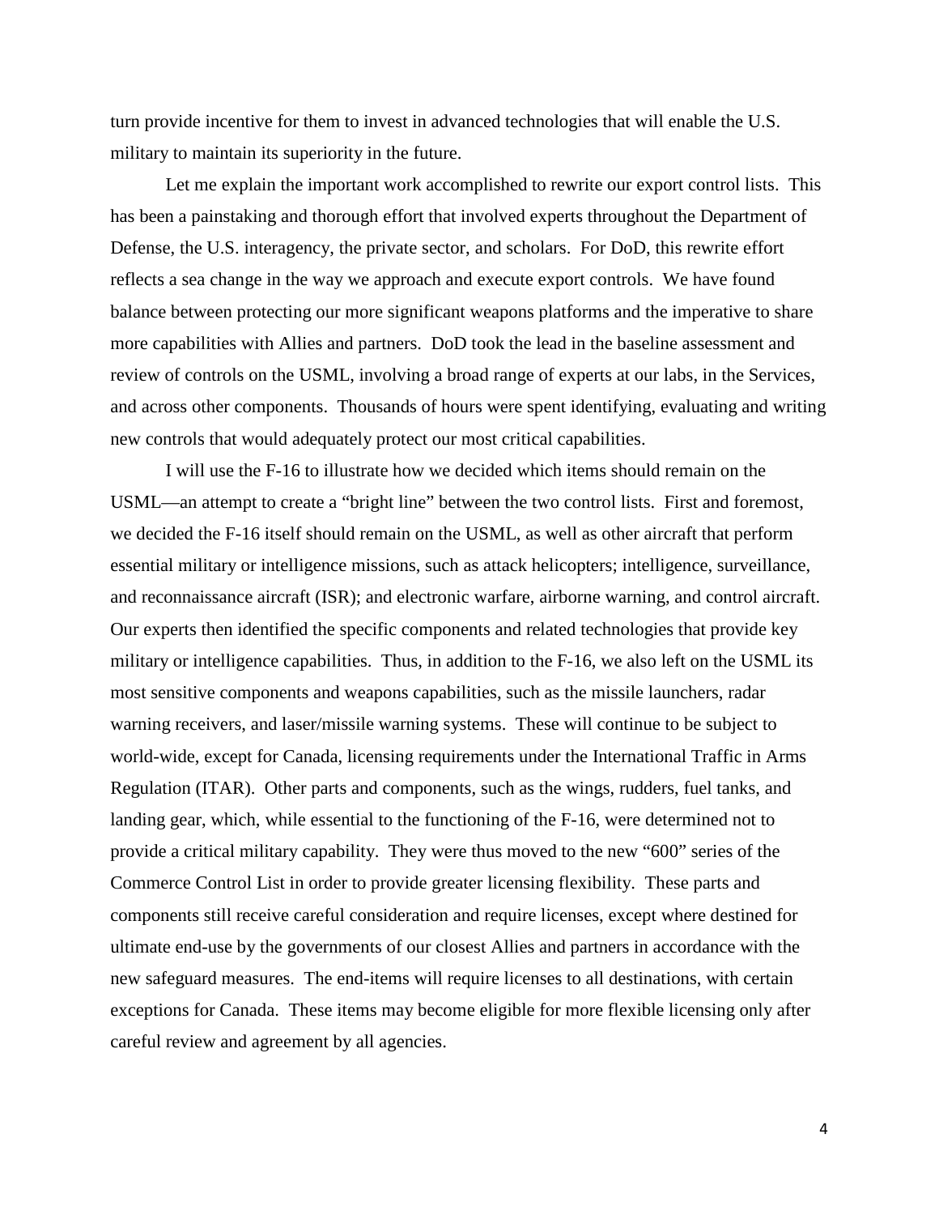turn provide incentive for them to invest in advanced technologies that will enable the U.S. military to maintain its superiority in the future.

Let me explain the important work accomplished to rewrite our export control lists. This has been a painstaking and thorough effort that involved experts throughout the Department of Defense, the U.S. interagency, the private sector, and scholars. For DoD, this rewrite effort reflects a sea change in the way we approach and execute export controls. We have found balance between protecting our more significant weapons platforms and the imperative to share more capabilities with Allies and partners. DoD took the lead in the baseline assessment and review of controls on the USML, involving a broad range of experts at our labs, in the Services, and across other components. Thousands of hours were spent identifying, evaluating and writing new controls that would adequately protect our most critical capabilities.

I will use the F-16 to illustrate how we decided which items should remain on the USML—an attempt to create a "bright line" between the two control lists. First and foremost, we decided the F-16 itself should remain on the USML, as well as other aircraft that perform essential military or intelligence missions, such as attack helicopters; intelligence, surveillance, and reconnaissance aircraft (ISR); and electronic warfare, airborne warning, and control aircraft. Our experts then identified the specific components and related technologies that provide key military or intelligence capabilities. Thus, in addition to the F-16, we also left on the USML its most sensitive components and weapons capabilities, such as the missile launchers, radar warning receivers, and laser/missile warning systems. These will continue to be subject to world-wide, except for Canada, licensing requirements under the International Traffic in Arms Regulation (ITAR). Other parts and components, such as the wings, rudders, fuel tanks, and landing gear, which, while essential to the functioning of the F-16, were determined not to provide a critical military capability. They were thus moved to the new "600" series of the Commerce Control List in order to provide greater licensing flexibility. These parts and components still receive careful consideration and require licenses, except where destined for ultimate end-use by the governments of our closest Allies and partners in accordance with the new safeguard measures. The end-items will require licenses to all destinations, with certain exceptions for Canada. These items may become eligible for more flexible licensing only after careful review and agreement by all agencies.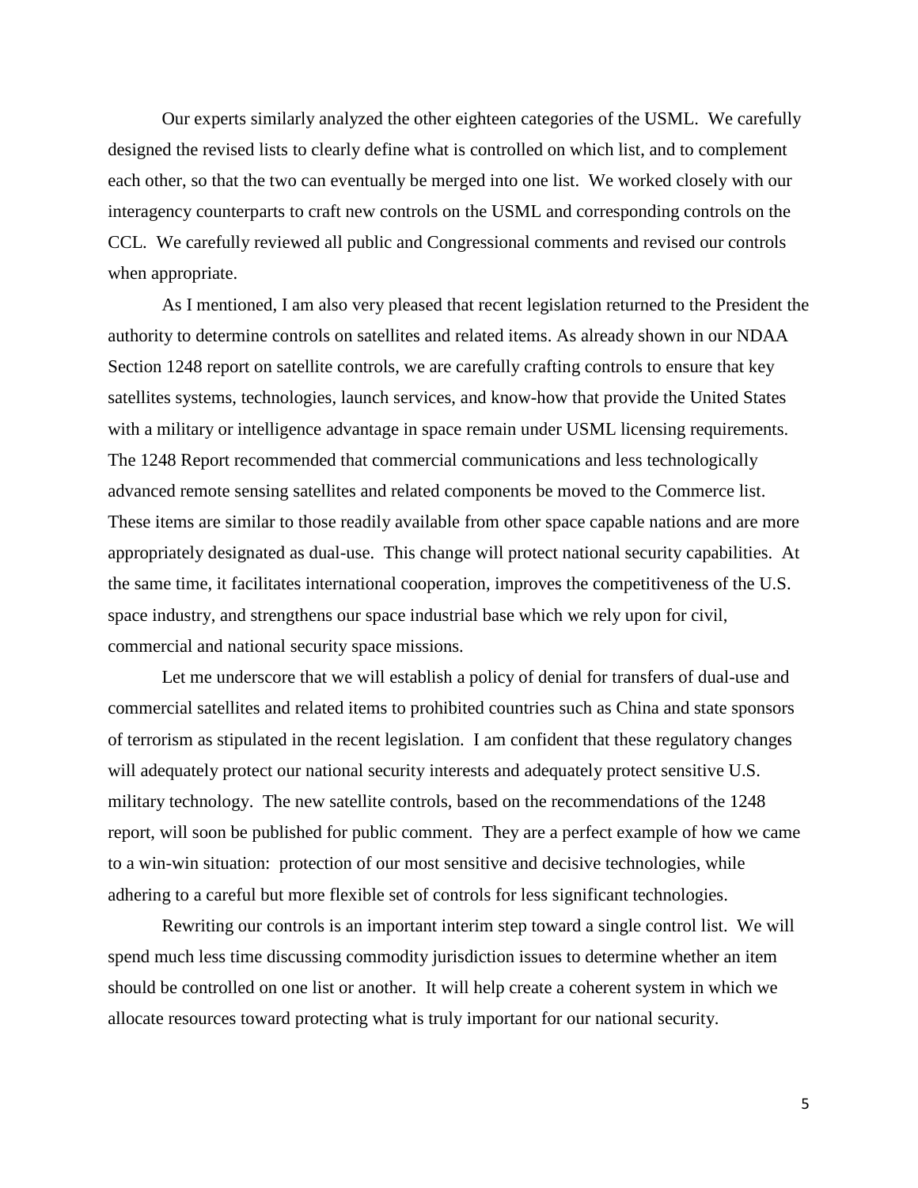Our experts similarly analyzed the other eighteen categories of the USML. We carefully designed the revised lists to clearly define what is controlled on which list, and to complement each other, so that the two can eventually be merged into one list. We worked closely with our interagency counterparts to craft new controls on the USML and corresponding controls on the CCL. We carefully reviewed all public and Congressional comments and revised our controls when appropriate.

As I mentioned, I am also very pleased that recent legislation returned to the President the authority to determine controls on satellites and related items. As already shown in our NDAA Section 1248 report on satellite controls, we are carefully crafting controls to ensure that key satellites systems, technologies, launch services, and know-how that provide the United States with a military or intelligence advantage in space remain under USML licensing requirements. The 1248 Report recommended that commercial communications and less technologically advanced remote sensing satellites and related components be moved to the Commerce list. These items are similar to those readily available from other space capable nations and are more appropriately designated as dual-use. This change will protect national security capabilities. At the same time, it facilitates international cooperation, improves the competitiveness of the U.S. space industry, and strengthens our space industrial base which we rely upon for civil, commercial and national security space missions.

Let me underscore that we will establish a policy of denial for transfers of dual-use and commercial satellites and related items to prohibited countries such as China and state sponsors of terrorism as stipulated in the recent legislation. I am confident that these regulatory changes will adequately protect our national security interests and adequately protect sensitive U.S. military technology. The new satellite controls, based on the recommendations of the 1248 report, will soon be published for public comment. They are a perfect example of how we came to a win-win situation: protection of our most sensitive and decisive technologies, while adhering to a careful but more flexible set of controls for less significant technologies.

Rewriting our controls is an important interim step toward a single control list. We will spend much less time discussing commodity jurisdiction issues to determine whether an item should be controlled on one list or another. It will help create a coherent system in which we allocate resources toward protecting what is truly important for our national security.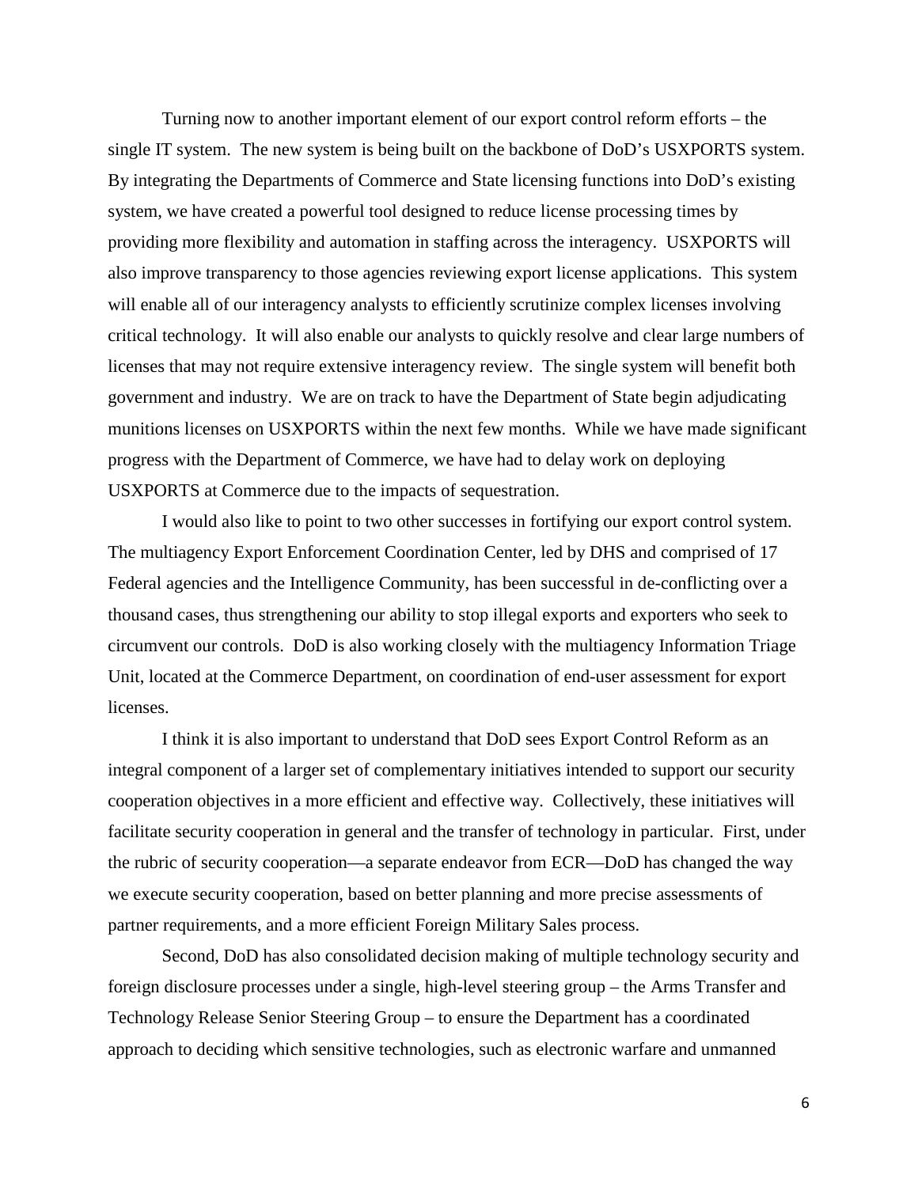Turning now to another important element of our export control reform efforts – the single IT system. The new system is being built on the backbone of DoD's USXPORTS system. By integrating the Departments of Commerce and State licensing functions into DoD's existing system, we have created a powerful tool designed to reduce license processing times by providing more flexibility and automation in staffing across the interagency. USXPORTS will also improve transparency to those agencies reviewing export license applications. This system will enable all of our interagency analysts to efficiently scrutinize complex licenses involving critical technology. It will also enable our analysts to quickly resolve and clear large numbers of licenses that may not require extensive interagency review. The single system will benefit both government and industry. We are on track to have the Department of State begin adjudicating munitions licenses on USXPORTS within the next few months. While we have made significant progress with the Department of Commerce, we have had to delay work on deploying USXPORTS at Commerce due to the impacts of sequestration.

I would also like to point to two other successes in fortifying our export control system. The multiagency Export Enforcement Coordination Center, led by DHS and comprised of 17 Federal agencies and the Intelligence Community, has been successful in de-conflicting over a thousand cases, thus strengthening our ability to stop illegal exports and exporters who seek to circumvent our controls. DoD is also working closely with the multiagency Information Triage Unit, located at the Commerce Department, on coordination of end-user assessment for export licenses.

I think it is also important to understand that DoD sees Export Control Reform as an integral component of a larger set of complementary initiatives intended to support our security cooperation objectives in a more efficient and effective way. Collectively, these initiatives will facilitate security cooperation in general and the transfer of technology in particular. First, under the rubric of security cooperation—a separate endeavor from ECR—DoD has changed the way we execute security cooperation, based on better planning and more precise assessments of partner requirements, and a more efficient Foreign Military Sales process.

Second, DoD has also consolidated decision making of multiple technology security and foreign disclosure processes under a single, high-level steering group – the Arms Transfer and Technology Release Senior Steering Group – to ensure the Department has a coordinated approach to deciding which sensitive technologies, such as electronic warfare and unmanned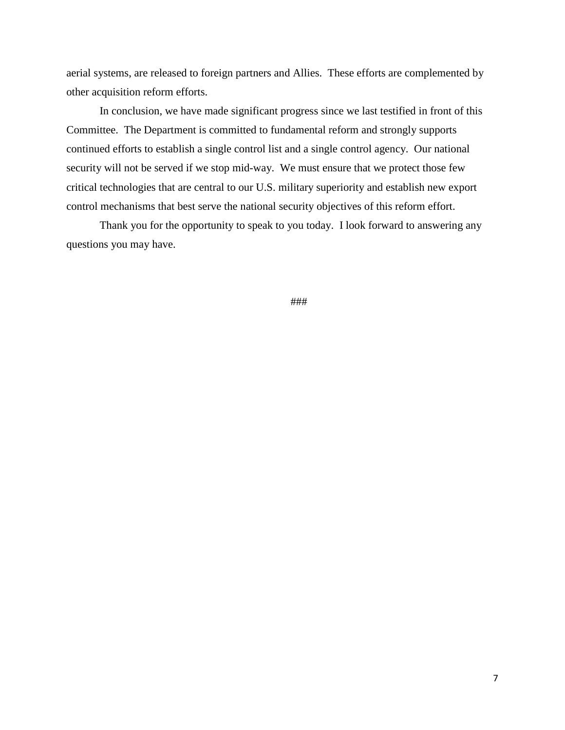aerial systems, are released to foreign partners and Allies. These efforts are complemented by other acquisition reform efforts.

In conclusion, we have made significant progress since we last testified in front of this Committee. The Department is committed to fundamental reform and strongly supports continued efforts to establish a single control list and a single control agency. Our national security will not be served if we stop mid-way. We must ensure that we protect those few critical technologies that are central to our U.S. military superiority and establish new export control mechanisms that best serve the national security objectives of this reform effort.

Thank you for the opportunity to speak to you today. I look forward to answering any questions you may have.

###